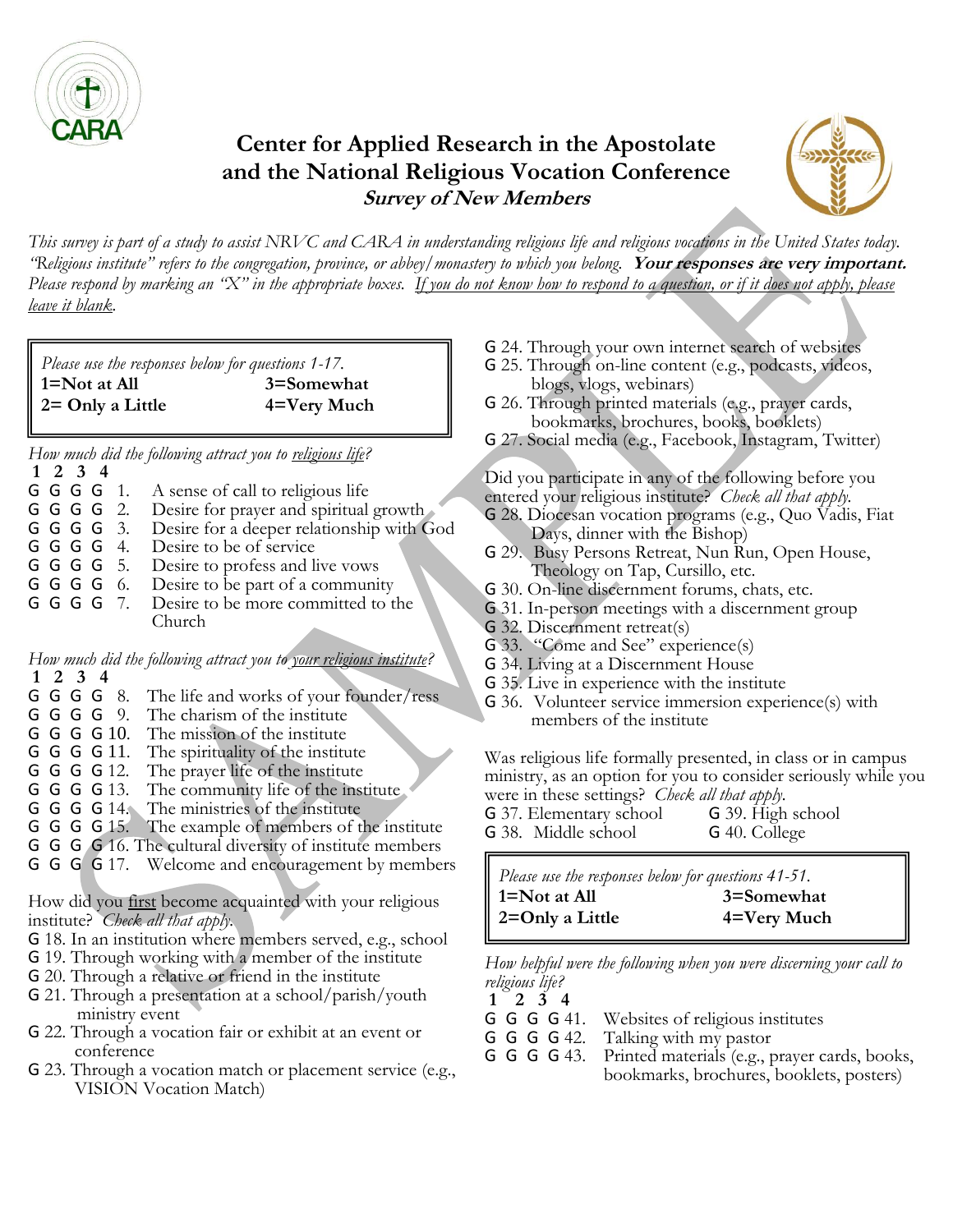# Center for Applied Research in the Apostolate and the National Religious Vocation Conference

## *Survey of New Members*

*This survey is part of a study to assist NRVC and CARA in understanding religious life and religious vocations in the United States today. "Religious institute" refers to the congregation, province, or abbey/monastery to which you belong.* ***Your responses are very important.*** *Please respond by marking an "X" in the appropriate boxes. If you do not know how to respond to a question, or if it does not apply, please leave it blank.*

*Please use the responses below for questions 1-17.*

| | |
|---|---|
| **1=Not at All** | **3=Somewhat** |
| **2= Only a Little** | **4=Very Much** |

*How much did the following attract you to religious life?*

| 1 | 2 | 3 | 4 | |
|---|---|---|---|---|
| G | G | G | G | 1. A sense of call to religious life |
| G | G | G | G | 2. Desire for prayer and spiritual growth |
| G | G | G | G | 3. Desire for a deeper relationship with God |
| G | G | G | G | 4. Desire to be of service |
| G | G | G | G | 5. Desire to profess and live vows |
| G | G | G | G | 6. Desire to be part of a community |
| G | G | G | G | 7. Desire to be more committed to the Church |

*How much did the following attract you to your religious institute?*

| 1 | 2 | 3 | 4 | |
|---|---|---|---|---|
| G | G | G | G | 8. The life and works of your founder/ress |
| G | G | G | G | 9. The charism of the institute |
| G | G | G | G | 10. The mission of the institute |
| G | G | G | G | 11. The spirituality of the institute |
| G | G | G | G | 12. The prayer life of the institute |
| G | G | G | G | 13. The community life of the institute |
| G | G | G | G | 14. The ministries of the institute |
| G | G | G | G | 15. The example of members of the institute |
| G | G | G | G | 16. The cultural diversity of institute members |
| G | G | G | G | 17. Welcome and encouragement by members |

How did you first become acquainted with your religious institute? *Check all that apply.*

- G 18. In an institution where members served, e.g., school
- G 19. Through working with a member of the institute
- G 20. Through a relative or friend in the institute
- G 21. Through a presentation at a school/parish/youth ministry event
- G 22. Through a vocation fair or exhibit at an event or conference
- G 23. Through a vocation match or placement service (e.g., VISION Vocation Match)
- G 24. Through your own internet search of websites
- G 25. Through on-line content (e.g., podcasts, videos, blogs, vlogs, webinars)
- G 26. Through printed materials (e.g., prayer cards, bookmarks, brochures, books, booklets)
- G 27. Social media (e.g., Facebook, Instagram, Twitter)

Did you participate in any of the following before you entered your religious institute? *Check all that apply.*

- G 28. Diocesan vocation programs (e.g., Quo Vadis, Fiat Days, dinner with the Bishop)
- G 29. Busy Persons Retreat, Nun Run, Open House, Theology on Tap, Cursillo, etc.
- G 30. On-line discernment forums, chats, etc.
- G 31. In-person meetings with a discernment group
- G 32. Discernment retreat(s)
- G 33. "Come and See" experience(s)
- G 34. Living at a Discernment House
- G 35. Live in experience with the institute
- G 36. Volunteer service immersion experience(s) with members of the institute

Was religious life formally presented, in class or in campus ministry, as an option for you to consider seriously while you were in these settings? *Check all that apply.*

| | |
|---|---|
| G 37. Elementary school | G 39. High school |
| G 38. Middle school | G 40. College |

*Please use the responses below for questions 41-51.*

| | |
|---|---|
| **1=Not at All** | **3=Somewhat** |
| **2=Only a Little** | **4=Very Much** |

*How helpful were the following when you were discerning your call to religious life?*

| 1 | 2 | 3 | 4 | |
|---|---|---|---|---|
| G | G | G | G | 41. Websites of religious institutes |
| G | G | G | G | 42. Talking with my pastor |
| G | G | G | G | 43. Printed materials (e.g., prayer cards, books, bookmarks, brochures, booklets, posters) |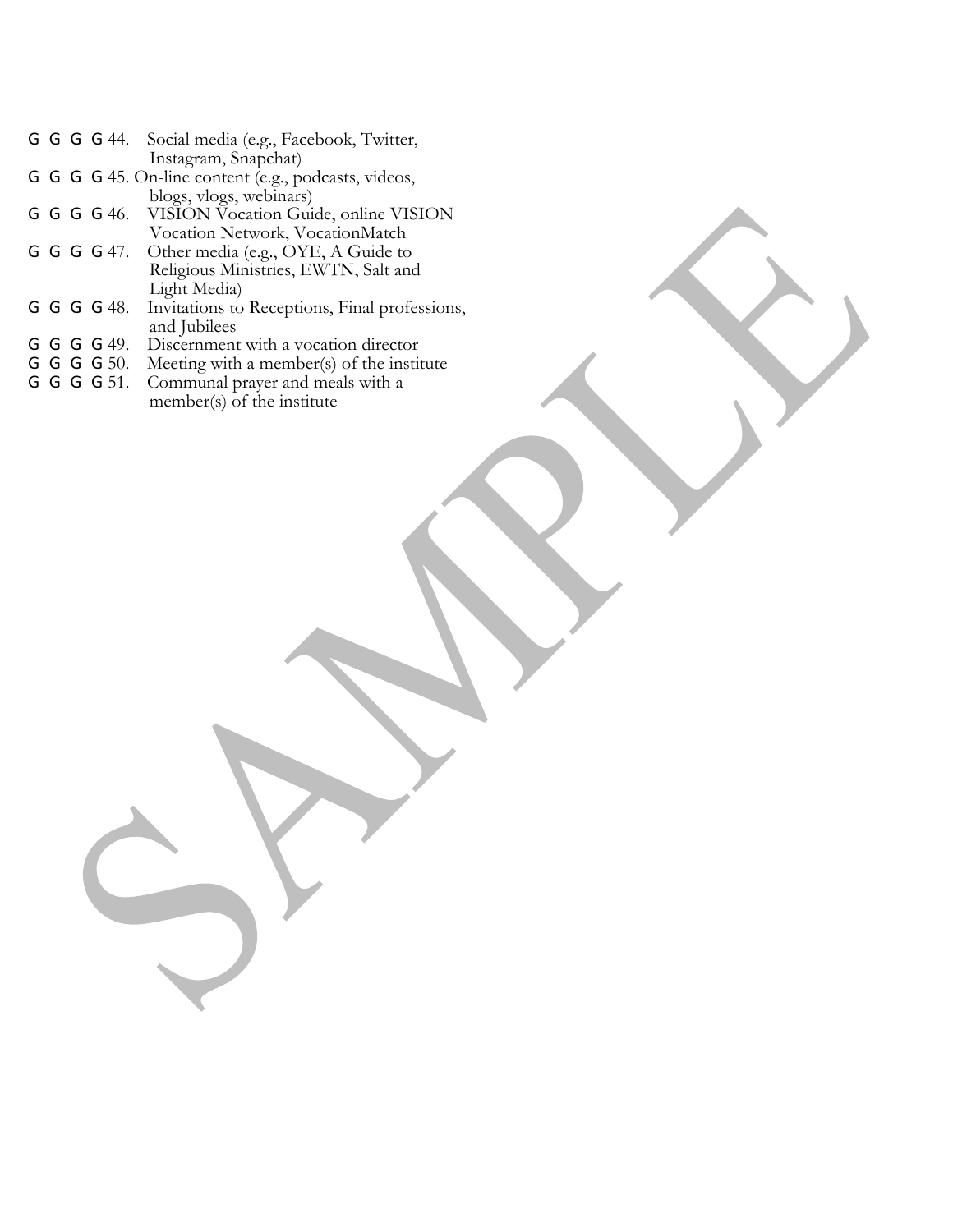G G G G 44. Social media (e.g., Facebook, Twitter, Instagram, Snapchat)

G G G G 45. On-line content (e.g., podcasts, videos, blogs, vlogs, webinars)

G G G G 46. VISION Vocation Guide, online VISION Vocation Network, VocationMatch

G G G G 47. Other media (e.g., OYE, A Guide to Religious Ministries, EWTN, Salt and Light Media)

G G G G 48. Invitations to Receptions, Final professions, and Jubilees

G G G G 49. Discernment with a vocation director

G G G G 50. Meeting with a member(s) of the institute

G G G G 51. Communal prayer and meals with a member(s) of the institute

SAMPLE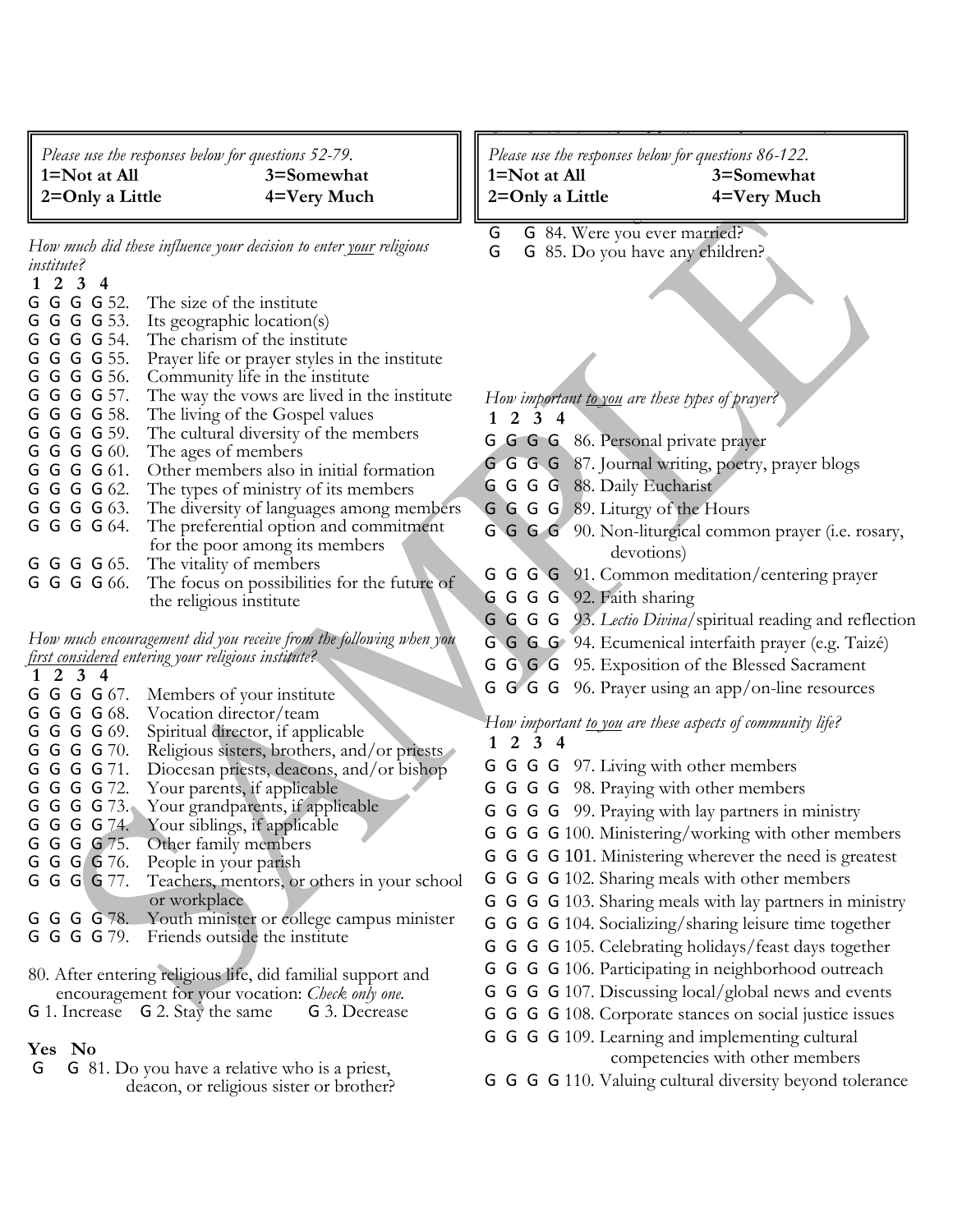*Please use the responses below for questions 52-79.*
**1=Not at All** **3=Somewhat**
**2=Only a Little** **4=Very Much**

*How much did these influence your decision to enter your religious institute?*

**1 2 3 4**

G G G G 52. The size of the institute
G G G G 53. Its geographic location(s)
G G G G 54. The charism of the institute
G G G G 55. Prayer life or prayer styles in the institute
G G G G 56. Community life in the institute
G G G G 57. The way the vows are lived in the institute
G G G G 58. The living of the Gospel values
G G G G 59. The cultural diversity of the members
G G G G 60. The ages of members
G G G G 61. Other members also in initial formation
G G G G 62. The types of ministry of its members
G G G G 63. The diversity of languages among members
G G G G 64. The preferential option and commitment for the poor among its members
G G G G 65. The vitality of members
G G G G 66. The focus on possibilities for the future of the religious institute

*How much encouragement did you receive from the following when you first considered entering your religious institute?*

**1 2 3 4**

G G G G 67. Members of your institute
G G G G 68. Vocation director/team
G G G G 69. Spiritual director, if applicable
G G G G 70. Religious sisters, brothers, and/or priests
G G G G 71. Diocesan priests, deacons, and/or bishop
G G G G 72. Your parents, if applicable
G G G G 73. Your grandparents, if applicable
G G G G 74. Your siblings, if applicable
G G G G 75. Other family members
G G G G 76. People in your parish
G G G G 77. Teachers, mentors, or others in your school or workplace
G G G G 78. Youth minister or college campus minister
G G G G 79. Friends outside the institute

80. After entering religious life, did familial support and encouragement for your vocation: *Check only one.*
G 1. Increase G 2. Stay the same G 3. Decrease

**Yes No**

G G 81. Do you have a relative who is a priest, deacon, or religious sister or brother?

G G 84. Were you ever married?
G G 85. Do you have any children?

*Please use the responses below for questions 86-122.*
**1=Not at All** **3=Somewhat**
**2=Only a Little** **4=Very Much**

*How important to you are these types of prayer?*

**1 2 3 4**

G G G G 86. Personal private prayer
G G G G 87. Journal writing, poetry, prayer blogs
G G G G 88. Daily Eucharist
G G G G 89. Liturgy of the Hours
G G G G 90. Non-liturgical common prayer (i.e. rosary, devotions)
G G G G 91. Common meditation/centering prayer
G G G G 92. Faith sharing
G G G G 93. *Lectio Divina*/spiritual reading and reflection
G G G G 94. Ecumenical interfaith prayer (e.g. Taizé)
G G G G 95. Exposition of the Blessed Sacrament
G G G G 96. Prayer using an app/on-line resources

*How important to you are these aspects of community life?*

**1 2 3 4**

G G G G 97. Living with other members
G G G G 98. Praying with other members
G G G G 99. Praying with lay partners in ministry
G G G G 100. Ministering/working with other members
G G G G 101. Ministering wherever the need is greatest
G G G G 102. Sharing meals with other members
G G G G 103. Sharing meals with lay partners in ministry
G G G G 104. Socializing/sharing leisure time together
G G G G 105. Celebrating holidays/feast days together
G G G G 106. Participating in neighborhood outreach
G G G G 107. Discussing local/global news and events
G G G G 108. Corporate stances on social justice issues
G G G G 109. Learning and implementing cultural competencies with other members
G G G G 110. Valuing cultural diversity beyond tolerance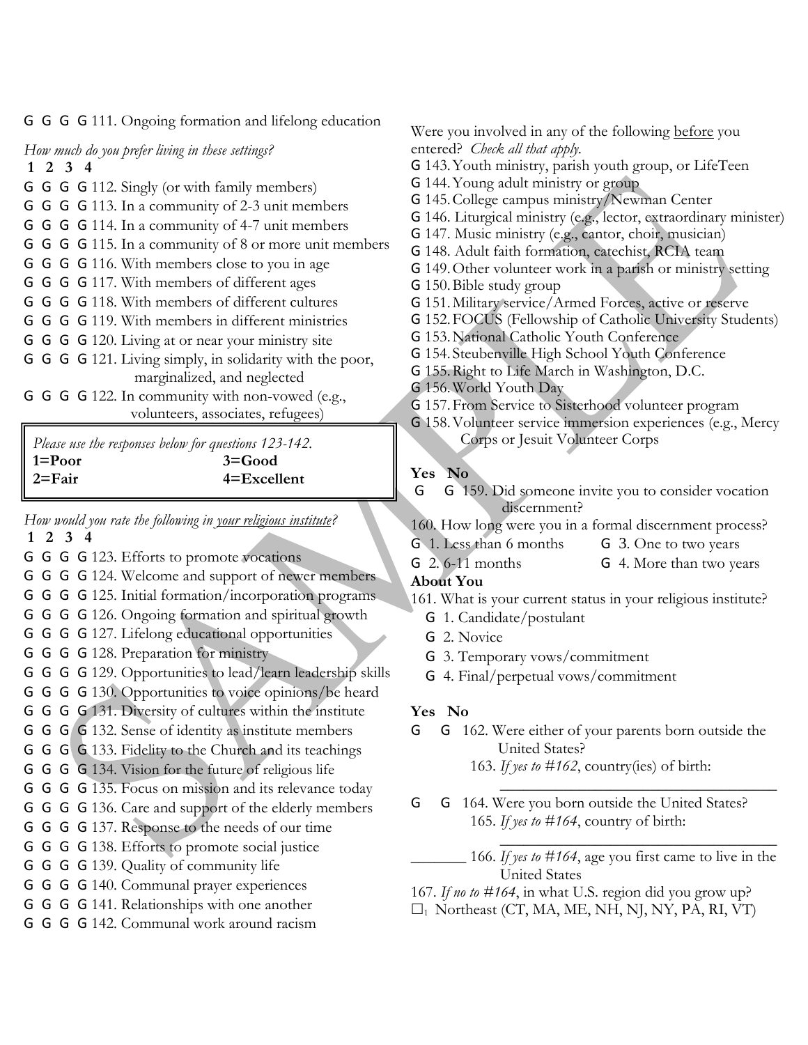G G G G 111. Ongoing formation and lifelong education

*How much do you prefer living in these settings?*

**1 2 3 4**

G G G G 112. Singly (or with family members)
G G G G 113. In a community of 2-3 unit members
G G G G 114. In a community of 4-7 unit members
G G G G 115. In a community of 8 or more unit members
G G G G 116. With members close to you in age
G G G G 117. With members of different ages
G G G G 118. With members of different cultures
G G G G 119. With members in different ministries
G G G G 120. Living at or near your ministry site
G G G G 121. Living simply, in solidarity with the poor, marginalized, and neglected
G G G G 122. In community with non-vowed (e.g., volunteers, associates, refugees)

*Please use the responses below for questions 123-142.*

**1=Poor** **3=Good**
**2=Fair** **4=Excellent**

*How would you rate the following in your religious institute?*

**1 2 3 4**

G G G G 123. Efforts to promote vocations
G G G G 124. Welcome and support of newer members
G G G G 125. Initial formation/incorporation programs
G G G G 126. Ongoing formation and spiritual growth
G G G G 127. Lifelong educational opportunities
G G G G 128. Preparation for ministry
G G G G 129. Opportunities to lead/learn leadership skills
G G G G 130. Opportunities to voice opinions/be heard
G G G G 131. Diversity of cultures within the institute
G G G G 132. Sense of identity as institute members
G G G G 133. Fidelity to the Church and its teachings
G G G G 134. Vision for the future of religious life
G G G G 135. Focus on mission and its relevance today
G G G G 136. Care and support of the elderly members
G G G G 137. Response to the needs of our time
G G G G 138. Efforts to promote social justice
G G G G 139. Quality of community life
G G G G 140. Communal prayer experiences
G G G G 141. Relationships with one another
G G G G 142. Communal work around racism

Were you involved in any of the following before you entered? *Check all that apply.*

G 143. Youth ministry, parish youth group, or LifeTeen
G 144. Young adult ministry or group
G 145. College campus ministry/Newman Center
G 146. Liturgical ministry (e.g., lector, extraordinary minister)
G 147. Music ministry (e.g., cantor, choir, musician)
G 148. Adult faith formation, catechist, RCIA team
G 149. Other volunteer work in a parish or ministry setting
G 150. Bible study group
G 151. Military service/Armed Forces, active or reserve
G 152. FOCUS (Fellowship of Catholic University Students)
G 153. National Catholic Youth Conference
G 154. Steubenville High School Youth Conference
G 155. Right to Life March in Washington, D.C.
G 156. World Youth Day
G 157. From Service to Sisterhood volunteer program
G 158. Volunteer service immersion experiences (e.g., Mercy Corps or Jesuit Volunteer Corps

**Yes No**

G G 159. Did someone invite you to consider vocation discernment?

160. How long were you in a formal discernment process?

G 1. Less than 6 months G 3. One to two years
G 2. 6-11 months G 4. More than two years

**About You**

161. What is your current status in your religious institute?

G 1. Candidate/postulant
G 2. Novice
G 3. Temporary vows/commitment
G 4. Final/perpetual vows/commitment

**Yes No**

G G 162. Were either of your parents born outside the United States?

163. *If yes to #162*, country(ies) of birth:

\_\_\_\_\_\_\_\_\_\_\_\_\_\_\_\_\_\_\_\_\_\_\_\_\_\_\_\_\_\_\_\_\_\_

G G 164. Were you born outside the United States?

165. *If yes to #164*, country of birth:

\_\_\_\_\_\_\_\_\_\_\_\_\_\_\_\_\_\_\_\_\_\_\_\_\_\_\_\_\_\_\_\_\_\_

\_\_\_\_\_\_\_ 166. *If yes to #164*, age you first came to live in the United States

167. *If no to #164*, in what U.S. region did you grow up?

☐1 Northeast (CT, MA, ME, NH, NJ, NY, PA, RI, VT)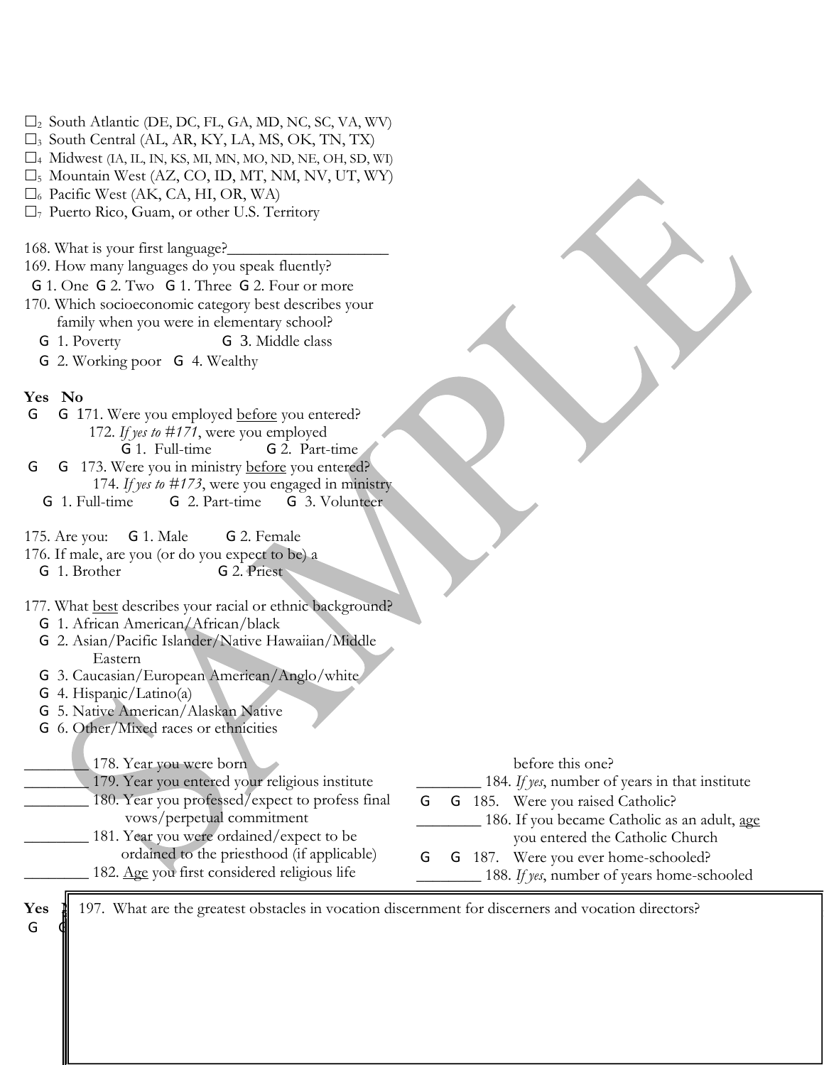☐2 South Atlantic (DE, DC, FL, GA, MD, NC, SC, VA, WV)
☐3 South Central (AL, AR, KY, LA, MS, OK, TN, TX)
☐4 Midwest (IA, IL, IN, KS, MI, MN, MO, ND, NE, OH, SD, WI)
☐5 Mountain West (AZ, CO, ID, MT, NM, NV, UT, WY)
☐6 Pacific West (AK, CA, HI, OR, WA)
☐7 Puerto Rico, Guam, or other U.S. Territory

168. What is your first language?____________________

169. How many languages do you speak fluently?
G 1. One G 2. Two G 1. Three G 2. Four or more

170. Which socioeconomic category best describes your family when you were in elementary school?
G 1. Poverty G 3. Middle class
G 2. Working poor G 4. Wealthy

**Yes No**

G G 171. Were you employed before you entered?
172. *If yes to #171*, were you employed
G 1. Full-time G 2. Part-time

G G 173. Were you in ministry before you entered?
174. *If yes to #173*, were you engaged in ministry
G 1. Full-time G 2. Part-time G 3. Volunteer

175. Are you: G 1. Male G 2. Female

176. If male, are you (or do you expect to be) a
G 1. Brother G 2. Priest

177. What best describes your racial or ethnic background?
G 1. African American/African/black
G 2. Asian/Pacific Islander/Native Hawaiian/Middle Eastern
G 3. Caucasian/European American/Anglo/white
G 4. Hispanic/Latino(a)
G 5. Native American/Alaskan Native
G 6. Other/Mixed races or ethnicities

________ 178. Year you were born
________ 179. Year you entered your religious institute
________ 180. Year you professed/expect to profess final vows/perpetual commitment
________ 181. Year you were ordained/expect to be ordained to the priesthood (if applicable)
________ 182. Age you first considered religious life

before this one?
________ 184. *If yes*, number of years in that institute
G G 185. Were you raised Catholic?
________ 186. If you became Catholic as an adult, age you entered the Catholic Church
G G 187. Were you ever home-schooled?
________ 188. *If yes*, number of years home-schooled

**Yes**
G

197. What are the greatest obstacles in vocation discernment for discerners and vocation directors?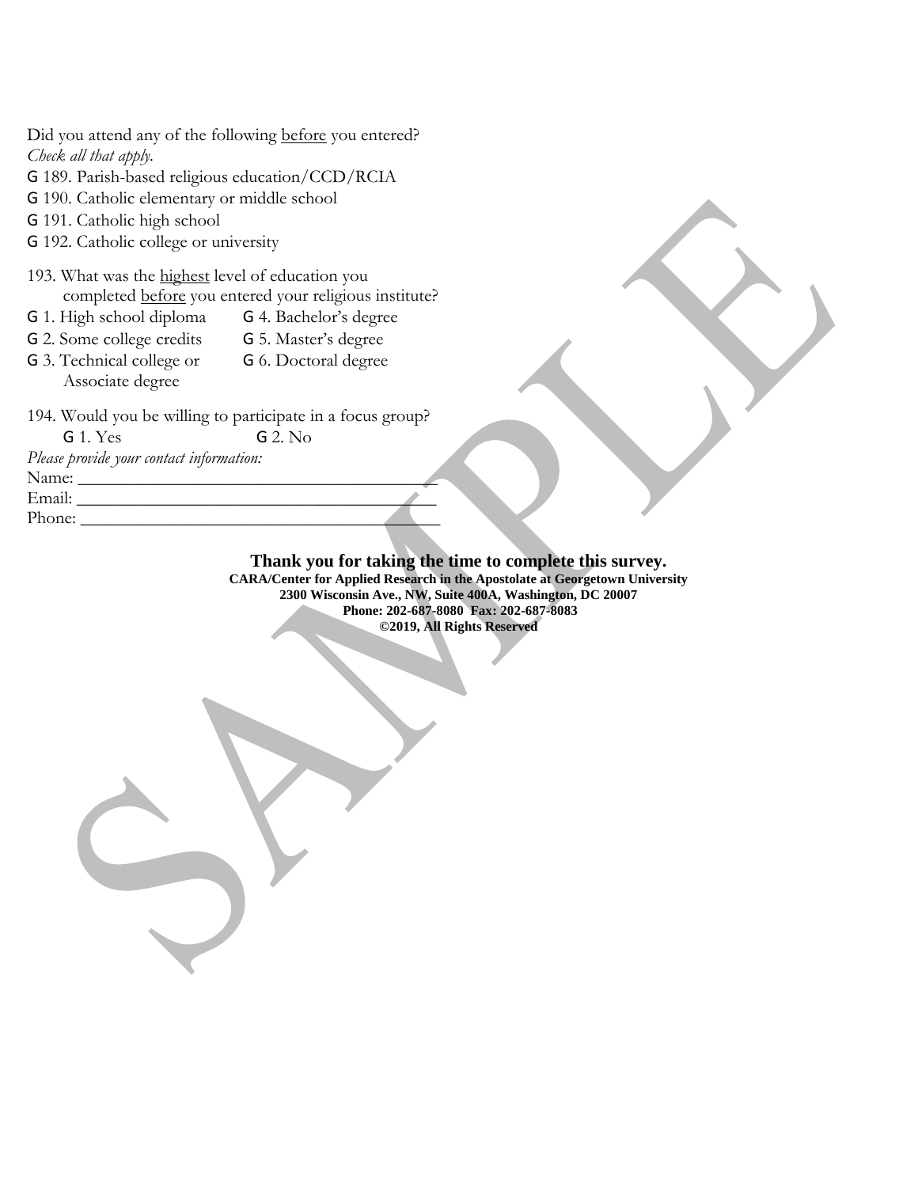Did you attend any of the following <u>before</u> you entered?
*Check all that apply.*

G 189. Parish-based religious education/CCD/RCIA
G 190. Catholic elementary or middle school
G 191. Catholic high school
G 192. Catholic college or university

193. What was the <u>highest</u> level of education you completed <u>before</u> you entered your religious institute?

G 1. High school diploma
G 2. Some college credits
G 3. Technical college or Associate degree
G 4. Bachelor's degree
G 5. Master's degree
G 6. Doctoral degree

194. Would you be willing to participate in a focus group?

G 1. Yes
G 2. No

*Please provide your contact information:*

Name: ________________________________________
Email: ________________________________________
Phone: ________________________________________

**Thank you for taking the time to complete this survey.**

**CARA/Center for Applied Research in the Apostolate at Georgetown University**
**2300 Wisconsin Ave., NW, Suite 400A, Washington, DC 20007**
**Phone: 202-687-8080 Fax: 202-687-8083**
**©2019, All Rights Reserved**

SAMPLE